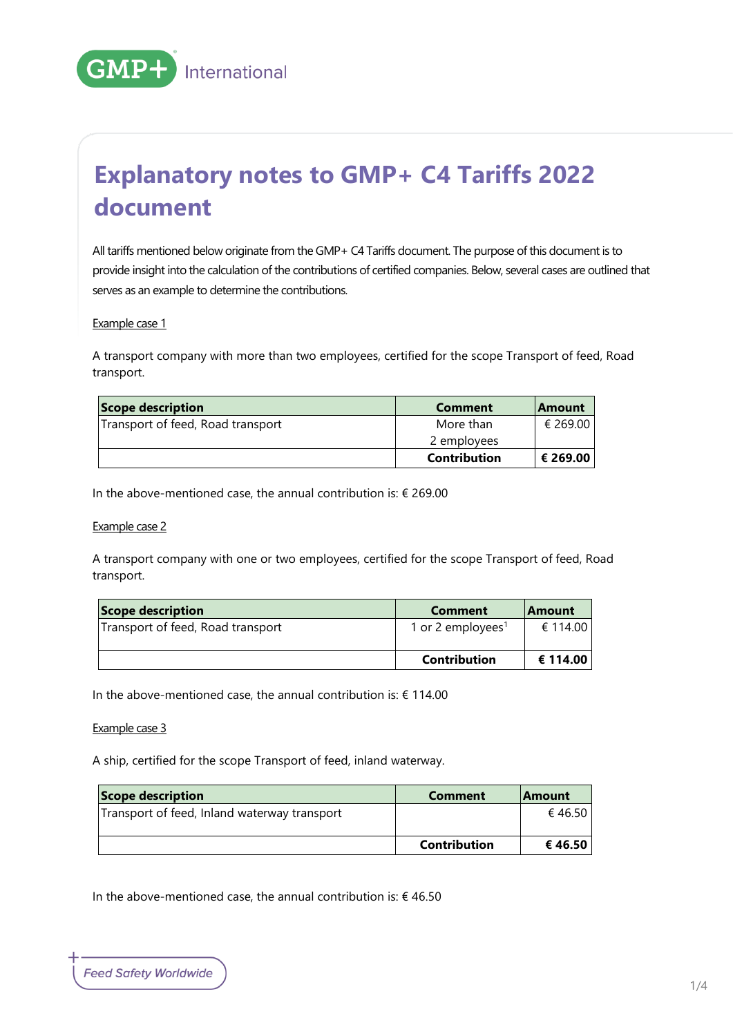# Explanatory notes to GMP+ C4 Tariffs 2022 document

All tariffs mentioned below originate from the GMP+ C4 Tariffs document. The purpose of this document is to provide insight into the calculation of the contributions of certified companies. Below, several cases are outlined that serves as an example to determine the contributions.

Example case 1

A transport company with more than two employees, certified for the scope Transport of feed, Road transport.

| Scope description | Comment | Amount |
|---|---|---|
| Transport of feed, Road transport | More than 2 employees | € 269.00 |
| | **Contribution** | **€ 269.00** |

In the above-mentioned case, the annual contribution is: € 269.00

Example case 2

A transport company with one or two employees, certified for the scope Transport of feed, Road transport.

| Scope description | Comment | Amount |
|---|---|---|
| Transport of feed, Road transport | 1 or 2 employees[1] | € 114.00 |
| | **Contribution** | **€ 114.00** |

In the above-mentioned case, the annual contribution is: € 114.00

Example case 3

A ship, certified for the scope Transport of feed, inland waterway.

| Scope description | Comment | Amount |
|---|---|---|
| Transport of feed, Inland waterway transport | | € 46.50 |
| | **Contribution** | **€ 46.50** |

In the above-mentioned case, the annual contribution is: € 46.50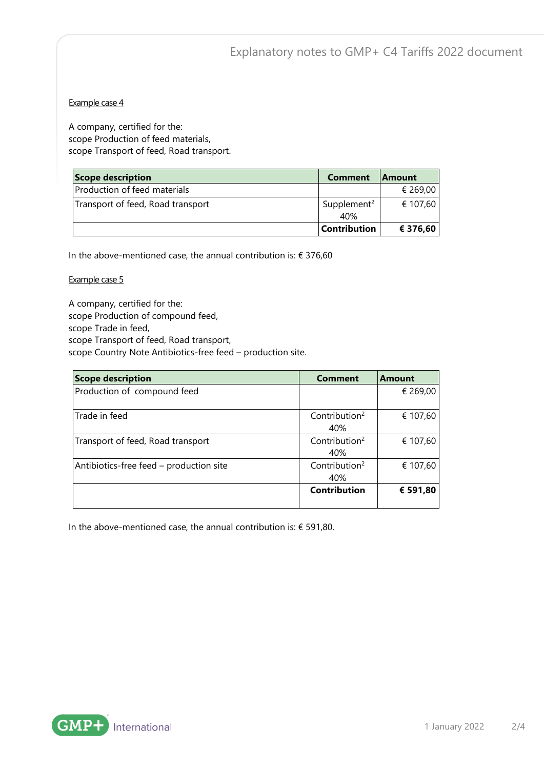Example case 4

A company, certified for the:
scope Production of feed materials,
scope Transport of feed, Road transport.

| Scope description | Comment | Amount |
|---|---|---|
| Production of feed materials | | € 269,00 |
| Transport of feed, Road transport | Supplement[2] 40% | € 107,60 |
| | **Contribution** | **€ 376,60** |

In the above-mentioned case, the annual contribution is: € 376,60

Example case 5

A company, certified for the:
scope Production of compound feed,
scope Trade in feed,
scope Transport of feed, Road transport,
scope Country Note Antibiotics-free feed – production site.

| Scope description | Comment | Amount |
|---|---|---|
| Production of compound feed | | € 269,00 |
| Trade in feed | Contribution[2] 40% | € 107,60 |
| Transport of feed, Road transport | Contribution[2] 40% | € 107,60 |
| Antibiotics-free feed – production site | Contribution[2] 40% | € 107,60 |
| | **Contribution** | **€ 591,80** |

In the above-mentioned case, the annual contribution is: € 591,80.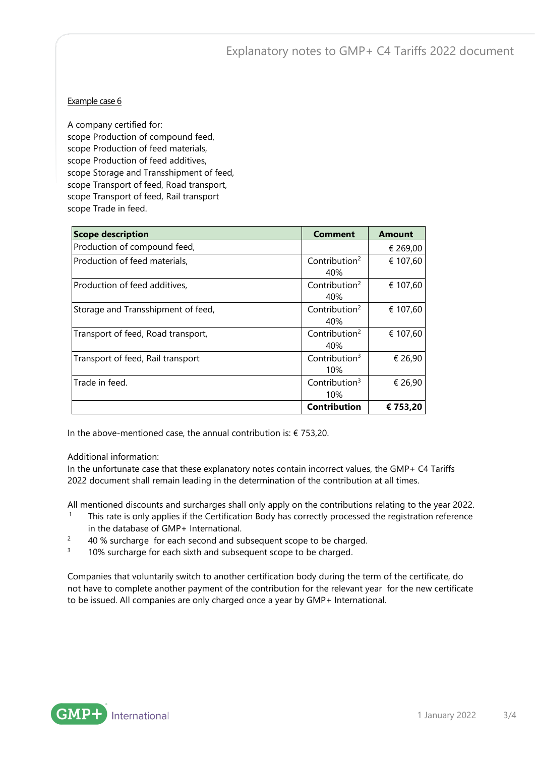Example case 6

A company certified for:
scope Production of compound feed,
scope Production of feed materials,
scope Production of feed additives,
scope Storage and Transshipment of feed,
scope Transport of feed, Road transport,
scope Transport of feed, Rail transport
scope Trade in feed.

| **Scope description** | **Comment** | **Amount** |
|---|---|---|
| Production of compound feed, | | € 269,00 |
| Production of feed materials, | Contribution[2] 40% | € 107,60 |
| Production of feed additives, | Contribution[2] 40% | € 107,60 |
| Storage and Transshipment of feed, | Contribution[2] 40% | € 107,60 |
| Transport of feed, Road transport, | Contribution[2] 40% | € 107,60 |
| Transport of feed, Rail transport | Contribution[3] 10% | € 26,90 |
| Trade in feed. | Contribution[3] 10% | € 26,90 |
| | **Contribution** | **€ 753,20** |

In the above-mentioned case, the annual contribution is: € 753,20.

Additional information:
In the unfortunate case that these explanatory notes contain incorrect values, the GMP+ C4 Tariffs 2022 document shall remain leading in the determination of the contribution at all times.

All mentioned discounts and surcharges shall only apply on the contributions relating to the year 2022.

[1] This rate is only applies if the Certification Body has correctly processed the registration reference in the database of GMP+ International.

[2] 40 % surcharge for each second and subsequent scope to be charged.

[3] 10% surcharge for each sixth and subsequent scope to be charged.

Companies that voluntarily switch to another certification body during the term of the certificate, do not have to complete another payment of the contribution for the relevant year for the new certificate to be issued. All companies are only charged once a year by GMP+ International.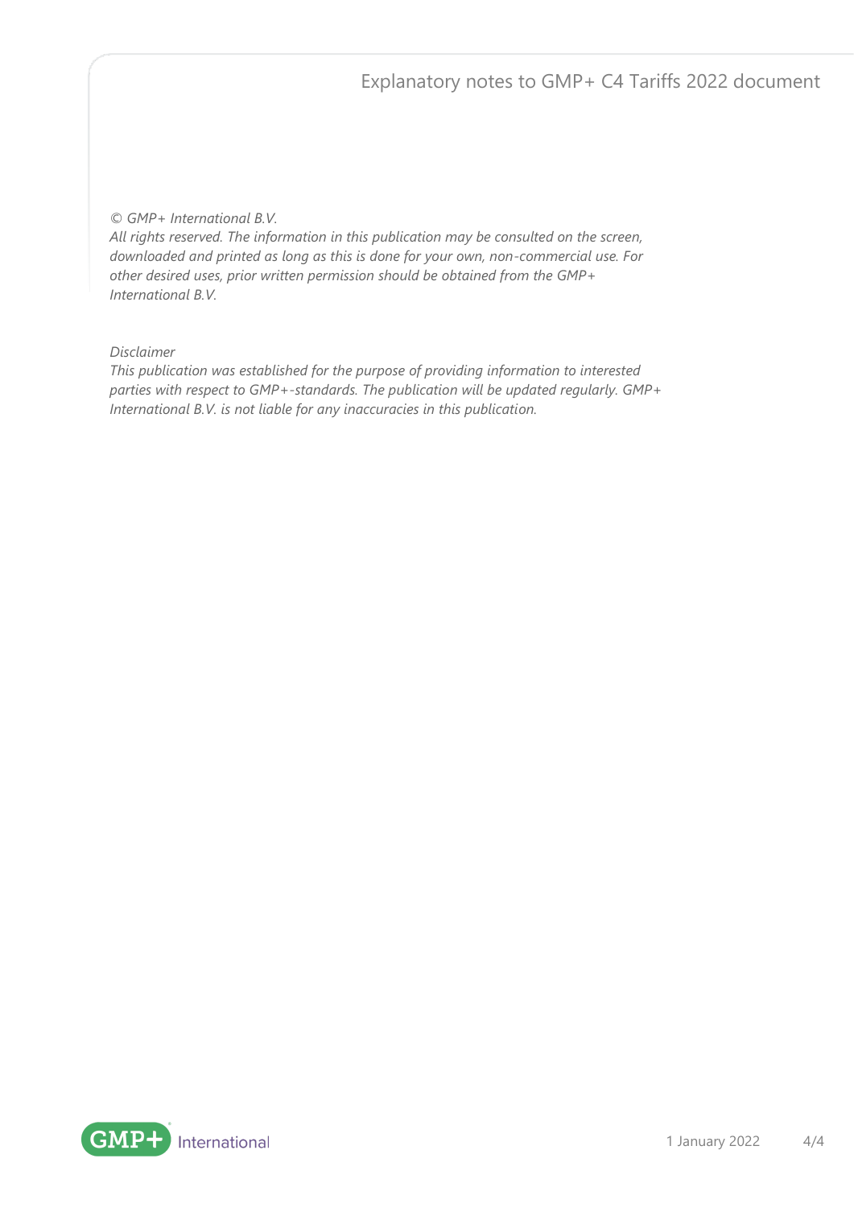*© GMP+ International B.V.*
*All rights reserved. The information in this publication may be consulted on the screen, downloaded and printed as long as this is done for your own, non-commercial use. For other desired uses, prior written permission should be obtained from the GMP+ International B.V.*

*Disclaimer*
*This publication was established for the purpose of providing information to interested parties with respect to GMP+-standards. The publication will be updated regularly. GMP+ International B.V. is not liable for any inaccuracies in this publication.*